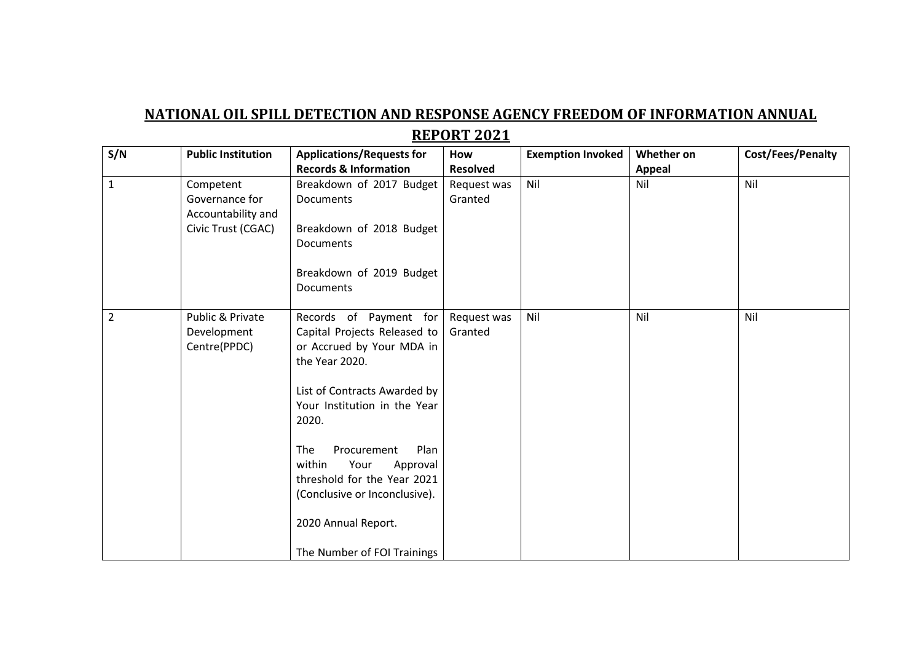# NATIONAL OIL SPILL DETECTION AND RESPONSE AGENCY FREEDOM OF INFORMATION ANNUAL REPORT 2021

| S/N | Public Institution | Applications/Requests for Records & Information | How Resolved | Exemption Invoked | Whether on Appeal | Cost/Fees/Penalty |
|---|---|---|---|---|---|---|
| 1 | Competent Governance for Accountability and Civic Trust (CGAC) | Breakdown of 2017 Budget Documents<br><br>Breakdown of 2018 Budget Documents<br><br>Breakdown of 2019 Budget Documents | Request was Granted | Nil | Nil | Nil |
| 2 | Public & Private Development Centre(PPDC) | Records of Payment for Capital Projects Released to or Accrued by Your MDA in the Year 2020.<br><br>List of Contracts Awarded by Your Institution in the Year 2020.<br><br>The Procurement Plan within Your Approval threshold for the Year 2021 (Conclusive or Inconclusive).<br><br>2020 Annual Report.<br><br>The Number of FOI Trainings | Request was Granted | Nil | Nil | Nil |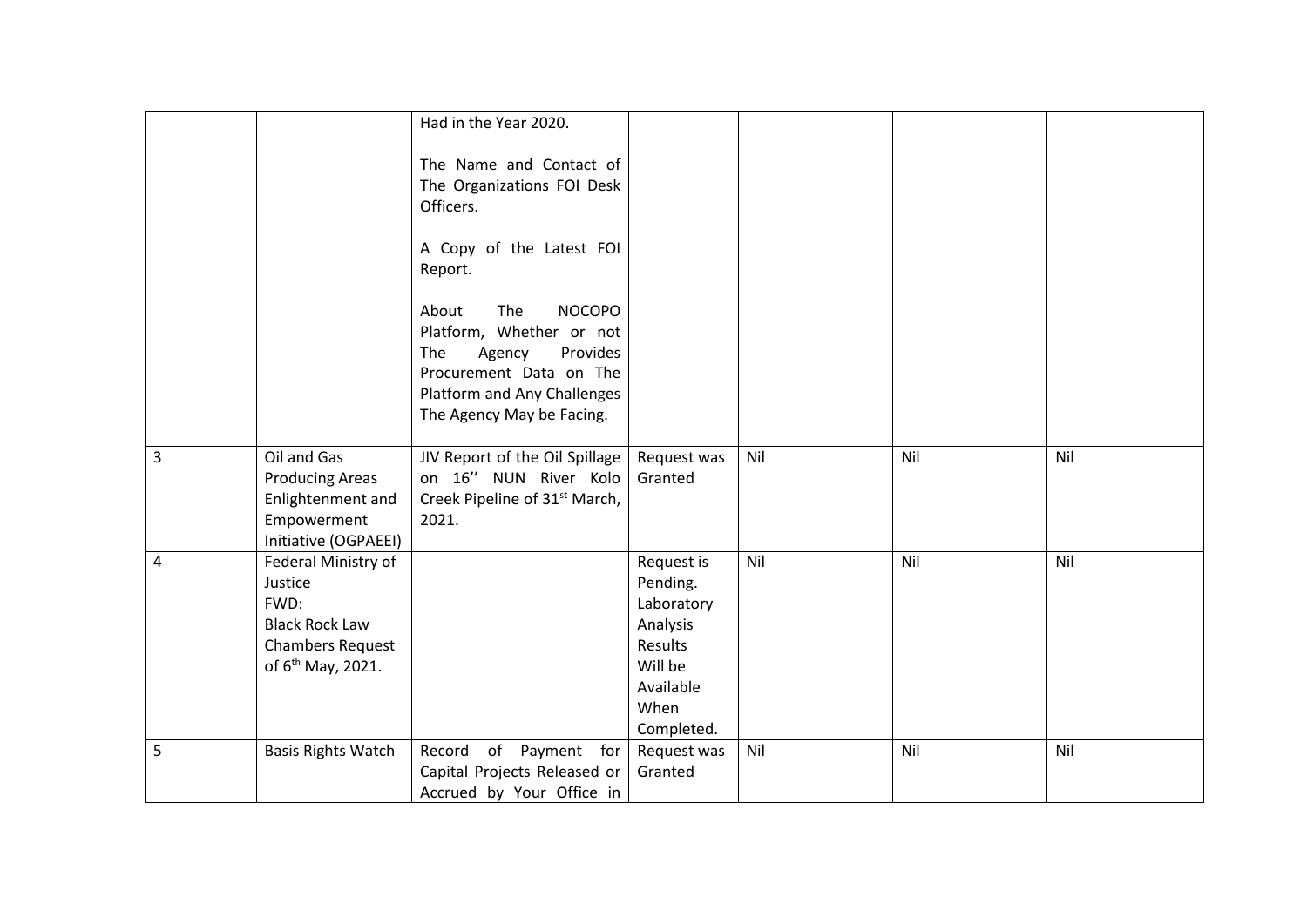| | | | | | | |
|---|---|---|---|---|---|---|
| | | Had in the Year 2020.<br><br>The Name and Contact of The Organizations FOI Desk Officers.<br><br>A Copy of the Latest FOI Report.<br><br>About The NOCOPO Platform, Whether or not The Agency Provides Procurement Data on The Platform and Any Challenges The Agency May be Facing. | | | | |
| 3 | Oil and Gas Producing Areas Enlightenment and Empowerment Initiative (OGPAEEI) | JIV Report of the Oil Spillage on 16'' NUN River Kolo Creek Pipeline of 31st March, 2021. | Request was Granted | Nil | Nil | Nil |
| 4 | Federal Ministry of Justice FWD: Black Rock Law Chambers Request of 6th May, 2021. | | Request is Pending. Laboratory Analysis Results Will be Available When Completed. | Nil | Nil | Nil |
| 5 | Basis Rights Watch | Record of Payment for Capital Projects Released or Accrued by Your Office in | Request was Granted | Nil | Nil | Nil |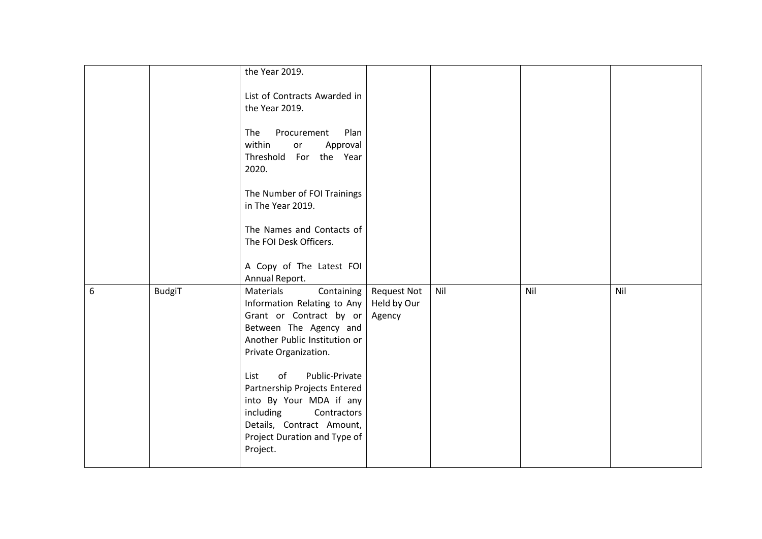| | | | | | | |
|---|---|---|---|---|---|---|
| | | the Year 2019.<br><br>List of Contracts Awarded in the Year 2019.<br><br>The Procurement Plan within or Approval Threshold For the Year 2020.<br><br>The Number of FOI Trainings in The Year 2019.<br><br>The Names and Contacts of The FOI Desk Officers.<br><br>A Copy of The Latest FOI Annual Report. | | | | |
| 6 | BudgiT | Materials Containing Information Relating to Any Grant or Contract by or Between The Agency and Another Public Institution or Private Organization.<br><br>List of Public-Private Partnership Projects Entered into By Your MDA if any including Contractors Details, Contract Amount, Project Duration and Type of Project. | Request Not Held by Our Agency | Nil | Nil | Nil |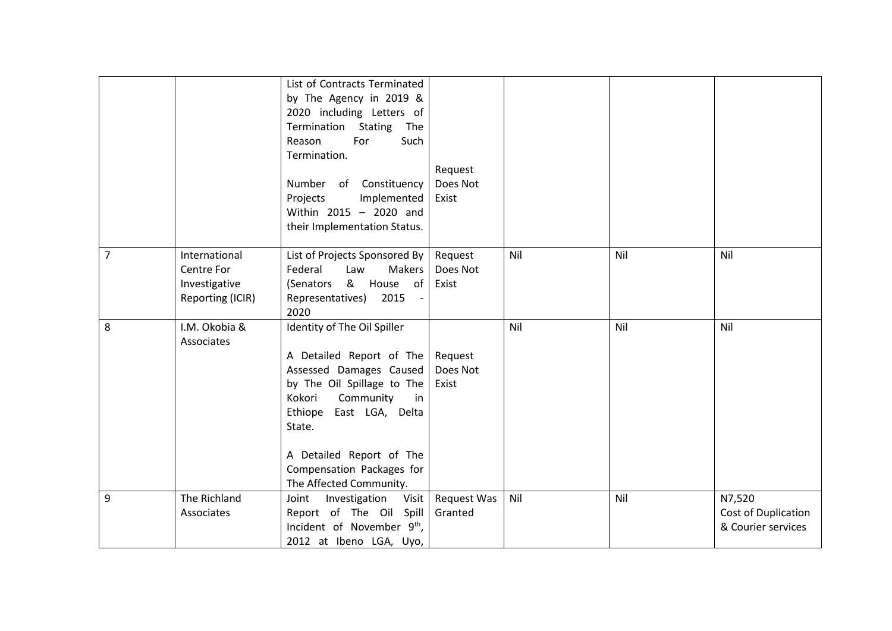| | | | | | | |
|---|---|---|---|---|---|---|
| | | List of Contracts Terminated by The Agency in 2019 & 2020 including Letters of Termination Stating The Reason For Such Termination.<br><br>Number of Constituency Projects Implemented Within 2015 – 2020 and their Implementation Status. | Request Does Not Exist | | | |
| 7 | International Centre For Investigative Reporting (ICIR) | List of Projects Sponsored By Federal Law Makers (Senators & House of Representatives) 2015 - 2020 | Request Does Not Exist | Nil | Nil | Nil |
| 8 | I.M. Okobia & Associates | Identity of The Oil Spiller<br><br>A Detailed Report of The Assessed Damages Caused by The Oil Spillage to The Kokori Community in Ethiope East LGA, Delta State.<br><br>A Detailed Report of The Compensation Packages for The Affected Community. | Request Does Not Exist | Nil | Nil | Nil |
| 9 | The Richland Associates | Joint Investigation Visit Report of The Oil Spill Incident of November 9th, 2012 at Ibeno LGA, Uyo, | Request Was Granted | Nil | Nil | N7,520 Cost of Duplication & Courier services |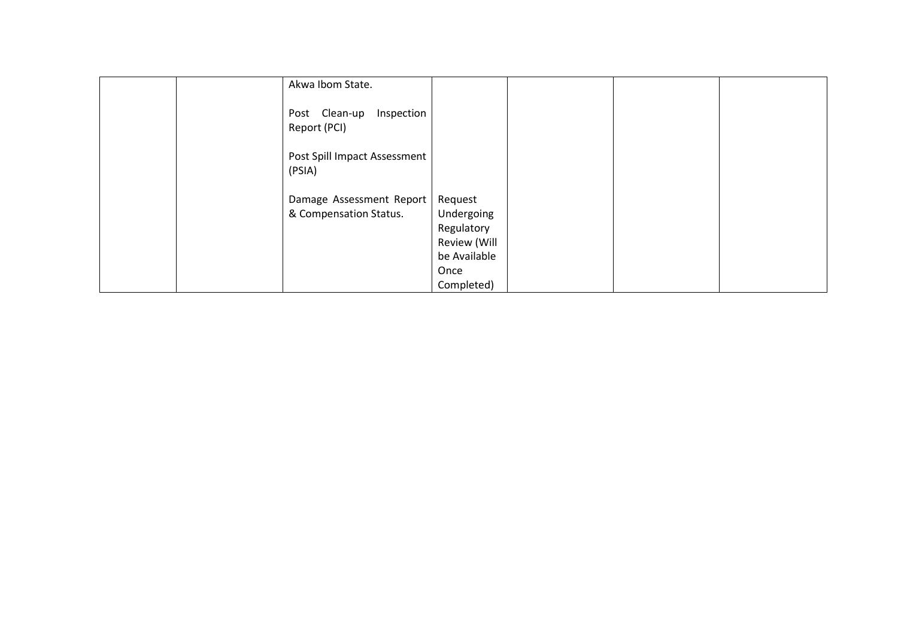| | | | | | | |
|---|---|---|---|---|---|---|
| | | Akwa Ibom State.<br><br>Post Clean-up Inspection Report (PCI)<br><br>Post Spill Impact Assessment (PSIA)<br><br>Damage Assessment Report & Compensation Status. | Request Undergoing Regulatory Review (Will be Available Once Completed) | | | |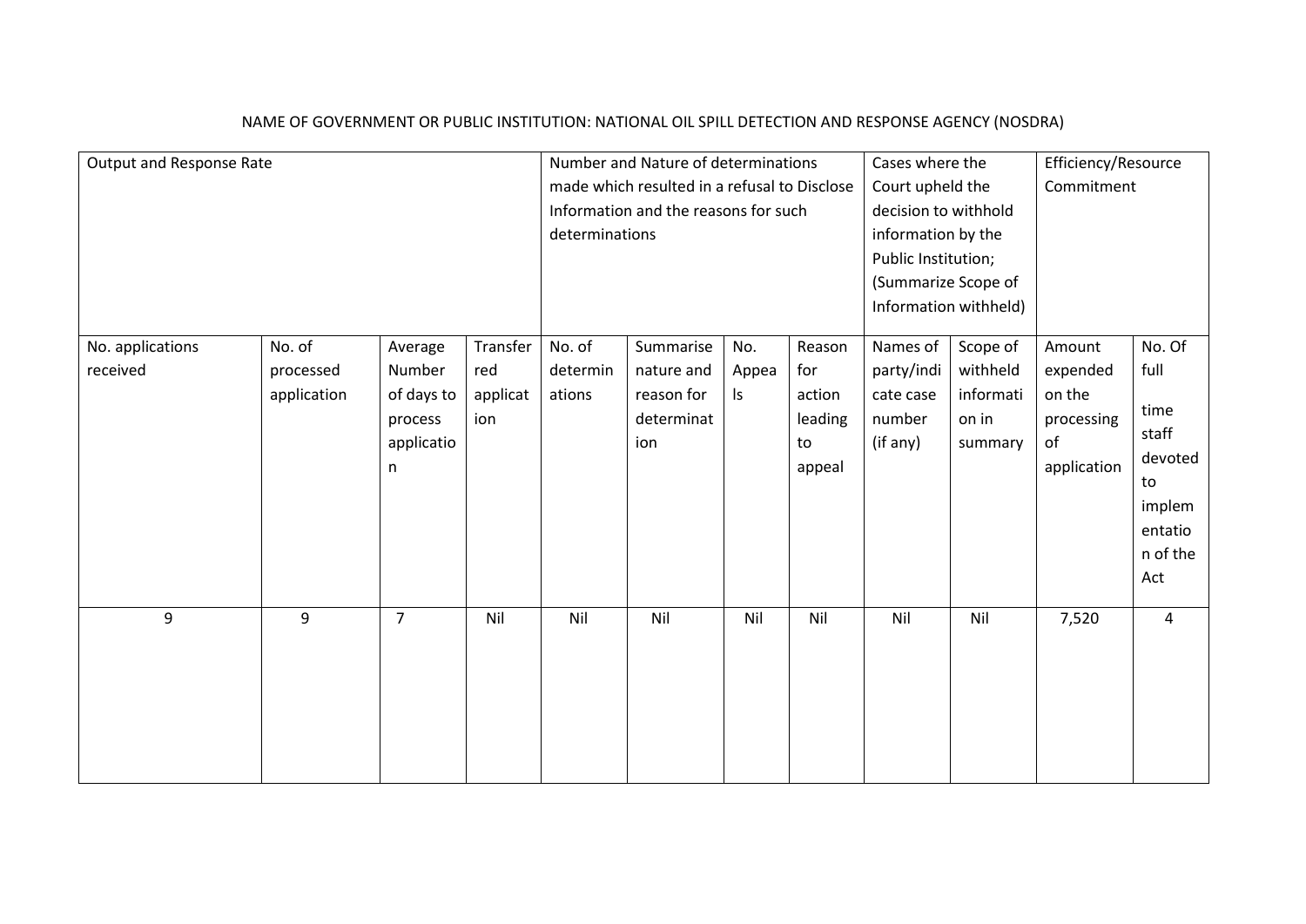NAME OF GOVERNMENT OR PUBLIC INSTITUTION: NATIONAL OIL SPILL DETECTION AND RESPONSE AGENCY (NOSDRA)

| Output and Response Rate | | | | Number and Nature of determinations made which resulted in a refusal to Disclose Information and the reasons for such determinations | | | | Cases where the Court upheld the decision to withhold information by the Public Institution; (Summarize Scope of Information withheld) | | Efficiency/Resource Commitment | |
|---|---|---|---|---|---|---|---|---|---|---|---|
| No. applications received | No. of processed application | Average Number of days to process application | Transferred application | No. of determinations | Summarise nature and reason for determination | No. Appeals | Reason for action leading to appeal | Names of party/indicate case number (if any) | Scope of withheld information in summary | Amount expended on the processing of application | No. Of full time staff devoted to implementation of the Act |
| 9 | 9 | 7 | Nil | Nil | Nil | Nil | Nil | Nil | Nil | 7,520 | 4 |